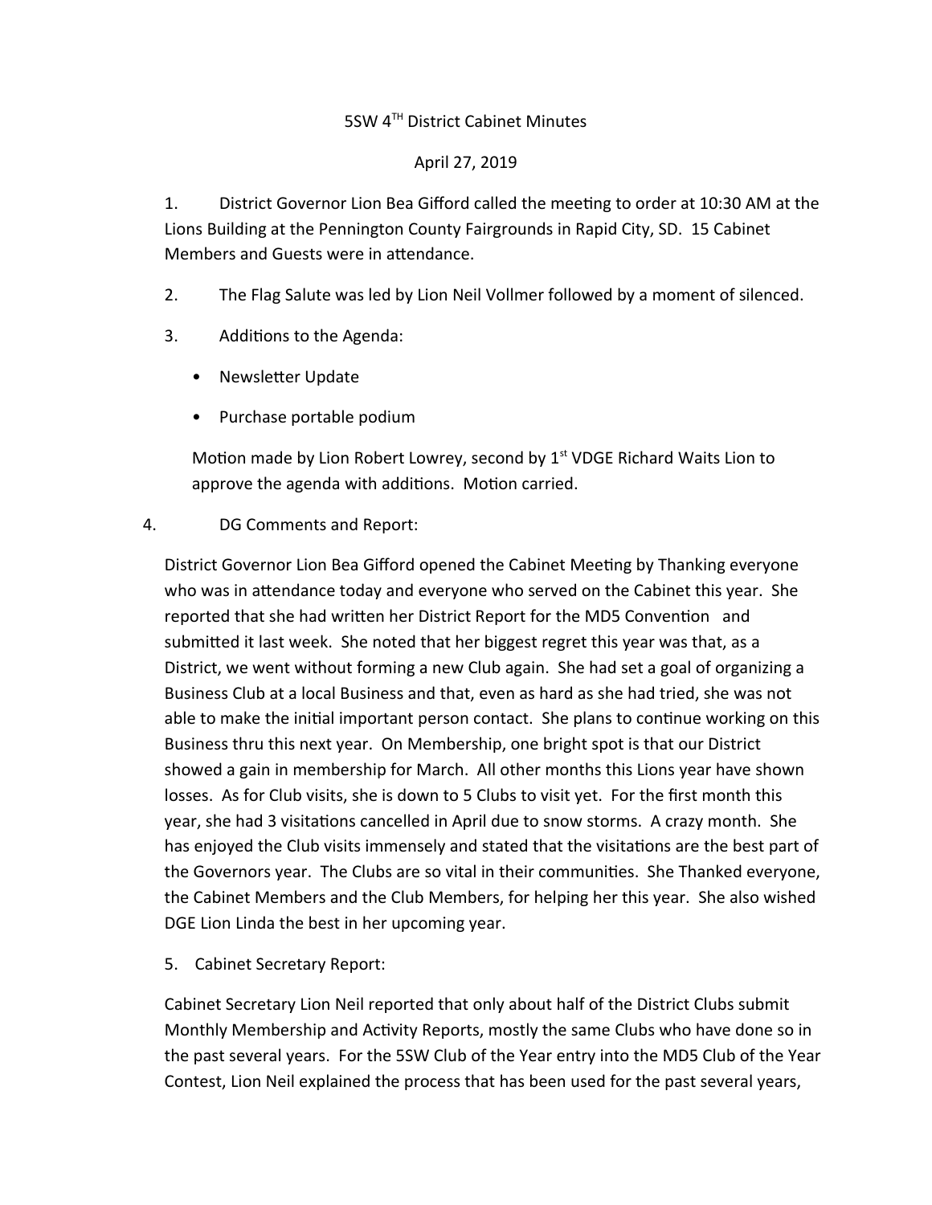5SW 4TH District Cabinet Minutes

April 27, 2019

1. District Governor Lion Bea Gifford called the meeting to order at 10:30 AM at the Lions Building at the Pennington County Fairgrounds in Rapid City, SD. 15 Cabinet Members and Guests were in attendance.

2. The Flag Salute was led by Lion Neil Vollmer followed by a moment of silenced.

3. Additions to the Agenda:

   - Newsletter Update
   - Purchase portable podium

   Motion made by Lion Robert Lowrey, second by 1st VDGE Richard Waits Lion to approve the agenda with additions. Motion carried.

4. DG Comments and Report:

District Governor Lion Bea Gifford opened the Cabinet Meeting by Thanking everyone who was in attendance today and everyone who served on the Cabinet this year. She reported that she had written her District Report for the MD5 Convention and submitted it last week. She noted that her biggest regret this year was that, as a District, we went without forming a new Club again. She had set a goal of organizing a Business Club at a local Business and that, even as hard as she had tried, she was not able to make the initial important person contact. She plans to continue working on this Business thru this next year. On Membership, one bright spot is that our District showed a gain in membership for March. All other months this Lions year have shown losses. As for Club visits, she is down to 5 Clubs to visit yet. For the first month this year, she had 3 visitations cancelled in April due to snow storms. A crazy month. She has enjoyed the Club visits immensely and stated that the visitations are the best part of the Governors year. The Clubs are so vital in their communities. She Thanked everyone, the Cabinet Members and the Club Members, for helping her this year. She also wished DGE Lion Linda the best in her upcoming year.

5. Cabinet Secretary Report:

Cabinet Secretary Lion Neil reported that only about half of the District Clubs submit Monthly Membership and Activity Reports, mostly the same Clubs who have done so in the past several years. For the 5SW Club of the Year entry into the MD5 Club of the Year Contest, Lion Neil explained the process that has been used for the past several years,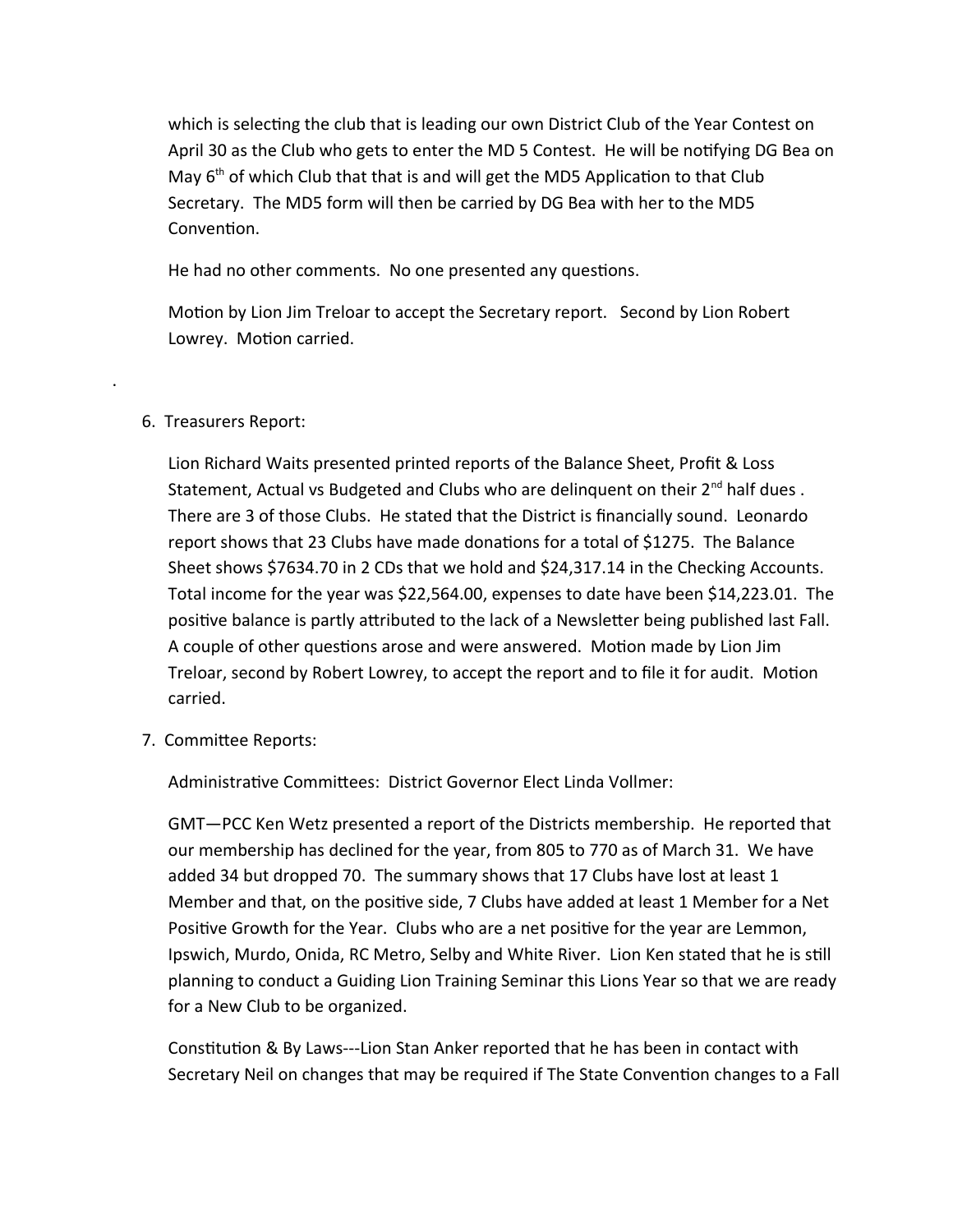which is selecting the club that is leading our own District Club of the Year Contest on April 30 as the Club who gets to enter the MD 5 Contest. He will be notifying DG Bea on May 6th of which Club that that is and will get the MD5 Application to that Club Secretary. The MD5 form will then be carried by DG Bea with her to the MD5 Convention.

He had no other comments. No one presented any questions.

Motion by Lion Jim Treloar to accept the Secretary report. Second by Lion Robert Lowrey. Motion carried.

.

6. Treasurers Report:

   Lion Richard Waits presented printed reports of the Balance Sheet, Profit & Loss Statement, Actual vs Budgeted and Clubs who are delinquent on their 2nd half dues . There are 3 of those Clubs. He stated that the District is financially sound. Leonardo report shows that 23 Clubs have made donations for a total of $1275. The Balance Sheet shows $7634.70 in 2 CDs that we hold and $24,317.14 in the Checking Accounts. Total income for the year was $22,564.00, expenses to date have been $14,223.01. The positive balance is partly attributed to the lack of a Newsletter being published last Fall. A couple of other questions arose and were answered. Motion made by Lion Jim Treloar, second by Robert Lowrey, to accept the report and to file it for audit. Motion carried.

7. Committee Reports:

   Administrative Committees: District Governor Elect Linda Vollmer:

   GMT—PCC Ken Wetz presented a report of the Districts membership. He reported that our membership has declined for the year, from 805 to 770 as of March 31. We have added 34 but dropped 70. The summary shows that 17 Clubs have lost at least 1 Member and that, on the positive side, 7 Clubs have added at least 1 Member for a Net Positive Growth for the Year. Clubs who are a net positive for the year are Lemmon, Ipswich, Murdo, Onida, RC Metro, Selby and White River. Lion Ken stated that he is still planning to conduct a Guiding Lion Training Seminar this Lions Year so that we are ready for a New Club to be organized.

   Constitution & By Laws---Lion Stan Anker reported that he has been in contact with Secretary Neil on changes that may be required if The State Convention changes to a Fall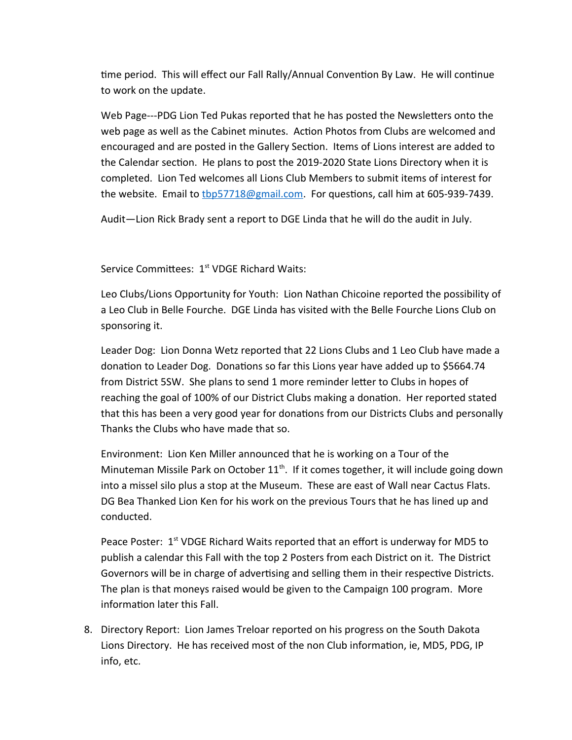time period. This will effect our Fall Rally/Annual Convention By Law. He will continue to work on the update.

Web Page---PDG Lion Ted Pukas reported that he has posted the Newsletters onto the web page as well as the Cabinet minutes. Action Photos from Clubs are welcomed and encouraged and are posted in the Gallery Section. Items of Lions interest are added to the Calendar section. He plans to post the 2019-2020 State Lions Directory when it is completed. Lion Ted welcomes all Lions Club Members to submit items of interest for the website. Email to tbp57718@gmail.com. For questions, call him at 605-939-7439.

Audit—Lion Rick Brady sent a report to DGE Linda that he will do the audit in July.

Service Committees: 1st VDGE Richard Waits:

Leo Clubs/Lions Opportunity for Youth: Lion Nathan Chicoine reported the possibility of a Leo Club in Belle Fourche. DGE Linda has visited with the Belle Fourche Lions Club on sponsoring it.

Leader Dog: Lion Donna Wetz reported that 22 Lions Clubs and 1 Leo Club have made a donation to Leader Dog. Donations so far this Lions year have added up to $5664.74 from District 5SW. She plans to send 1 more reminder letter to Clubs in hopes of reaching the goal of 100% of our District Clubs making a donation. Her reported stated that this has been a very good year for donations from our Districts Clubs and personally Thanks the Clubs who have made that so.

Environment: Lion Ken Miller announced that he is working on a Tour of the Minuteman Missile Park on October 11th. If it comes together, it will include going down into a missel silo plus a stop at the Museum. These are east of Wall near Cactus Flats. DG Bea Thanked Lion Ken for his work on the previous Tours that he has lined up and conducted.

Peace Poster: 1st VDGE Richard Waits reported that an effort is underway for MD5 to publish a calendar this Fall with the top 2 Posters from each District on it. The District Governors will be in charge of advertising and selling them in their respective Districts. The plan is that moneys raised would be given to the Campaign 100 program. More information later this Fall.

8. Directory Report: Lion James Treloar reported on his progress on the South Dakota Lions Directory. He has received most of the non Club information, ie, MD5, PDG, IP info, etc.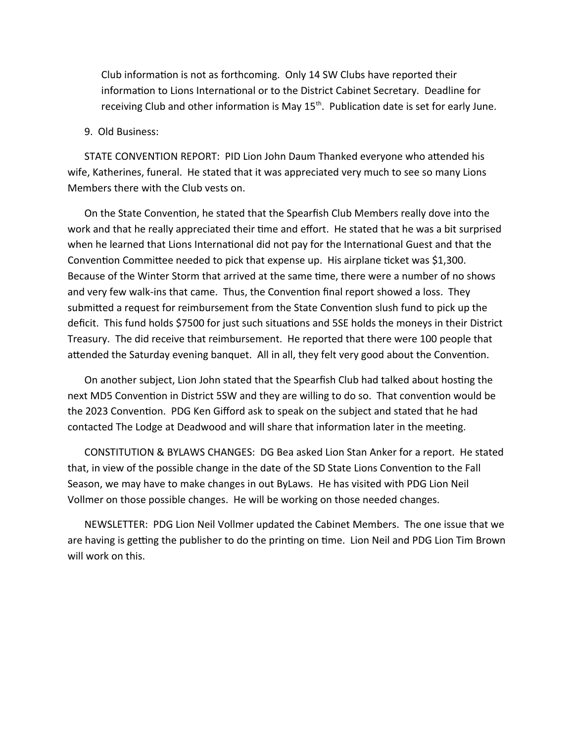Club information is not as forthcoming. Only 14 SW Clubs have reported their information to Lions International or to the District Cabinet Secretary. Deadline for receiving Club and other information is May 15th. Publication date is set for early June.

9. Old Business:

STATE CONVENTION REPORT: PID Lion John Daum Thanked everyone who attended his wife, Katherines, funeral. He stated that it was appreciated very much to see so many Lions Members there with the Club vests on.

On the State Convention, he stated that the Spearfish Club Members really dove into the work and that he really appreciated their time and effort. He stated that he was a bit surprised when he learned that Lions International did not pay for the International Guest and that the Convention Committee needed to pick that expense up. His airplane ticket was $1,300. Because of the Winter Storm that arrived at the same time, there were a number of no shows and very few walk-ins that came. Thus, the Convention final report showed a loss. They submitted a request for reimbursement from the State Convention slush fund to pick up the deficit. This fund holds $7500 for just such situations and 5SE holds the moneys in their District Treasury. The did receive that reimbursement. He reported that there were 100 people that attended the Saturday evening banquet. All in all, they felt very good about the Convention.

On another subject, Lion John stated that the Spearfish Club had talked about hosting the next MD5 Convention in District 5SW and they are willing to do so. That convention would be the 2023 Convention. PDG Ken Gifford ask to speak on the subject and stated that he had contacted The Lodge at Deadwood and will share that information later in the meeting.

CONSTITUTION & BYLAWS CHANGES: DG Bea asked Lion Stan Anker for a report. He stated that, in view of the possible change in the date of the SD State Lions Convention to the Fall Season, we may have to make changes in out ByLaws. He has visited with PDG Lion Neil Vollmer on those possible changes. He will be working on those needed changes.

NEWSLETTER: PDG Lion Neil Vollmer updated the Cabinet Members. The one issue that we are having is getting the publisher to do the printing on time. Lion Neil and PDG Lion Tim Brown will work on this.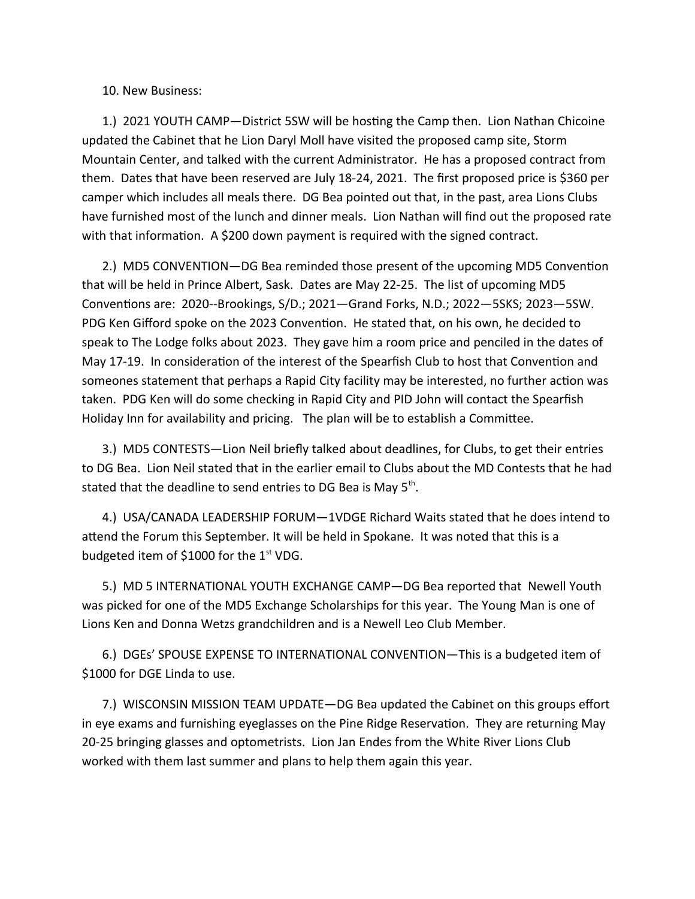10. New Business:

1.) 2021 YOUTH CAMP—District 5SW will be hosting the Camp then. Lion Nathan Chicoine updated the Cabinet that he Lion Daryl Moll have visited the proposed camp site, Storm Mountain Center, and talked with the current Administrator. He has a proposed contract from them. Dates that have been reserved are July 18-24, 2021. The first proposed price is $360 per camper which includes all meals there. DG Bea pointed out that, in the past, area Lions Clubs have furnished most of the lunch and dinner meals. Lion Nathan will find out the proposed rate with that information. A $200 down payment is required with the signed contract.

2.) MD5 CONVENTION—DG Bea reminded those present of the upcoming MD5 Convention that will be held in Prince Albert, Sask. Dates are May 22-25. The list of upcoming MD5 Conventions are: 2020--Brookings, S/D.; 2021—Grand Forks, N.D.; 2022—5SKS; 2023—5SW. PDG Ken Gifford spoke on the 2023 Convention. He stated that, on his own, he decided to speak to The Lodge folks about 2023. They gave him a room price and penciled in the dates of May 17-19. In consideration of the interest of the Spearfish Club to host that Convention and someones statement that perhaps a Rapid City facility may be interested, no further action was taken. PDG Ken will do some checking in Rapid City and PID John will contact the Spearfish Holiday Inn for availability and pricing. The plan will be to establish a Committee.

3.) MD5 CONTESTS—Lion Neil briefly talked about deadlines, for Clubs, to get their entries to DG Bea. Lion Neil stated that in the earlier email to Clubs about the MD Contests that he had stated that the deadline to send entries to DG Bea is May 5th.

4.) USA/CANADA LEADERSHIP FORUM—1VDGE Richard Waits stated that he does intend to attend the Forum this September. It will be held in Spokane. It was noted that this is a budgeted item of $1000 for the 1st VDG.

5.) MD 5 INTERNATIONAL YOUTH EXCHANGE CAMP—DG Bea reported that Newell Youth was picked for one of the MD5 Exchange Scholarships for this year. The Young Man is one of Lions Ken and Donna Wetzs grandchildren and is a Newell Leo Club Member.

6.) DGEs' SPOUSE EXPENSE TO INTERNATIONAL CONVENTION—This is a budgeted item of $1000 for DGE Linda to use.

7.) WISCONSIN MISSION TEAM UPDATE—DG Bea updated the Cabinet on this groups effort in eye exams and furnishing eyeglasses on the Pine Ridge Reservation. They are returning May 20-25 bringing glasses and optometrists. Lion Jan Endes from the White River Lions Club worked with them last summer and plans to help them again this year.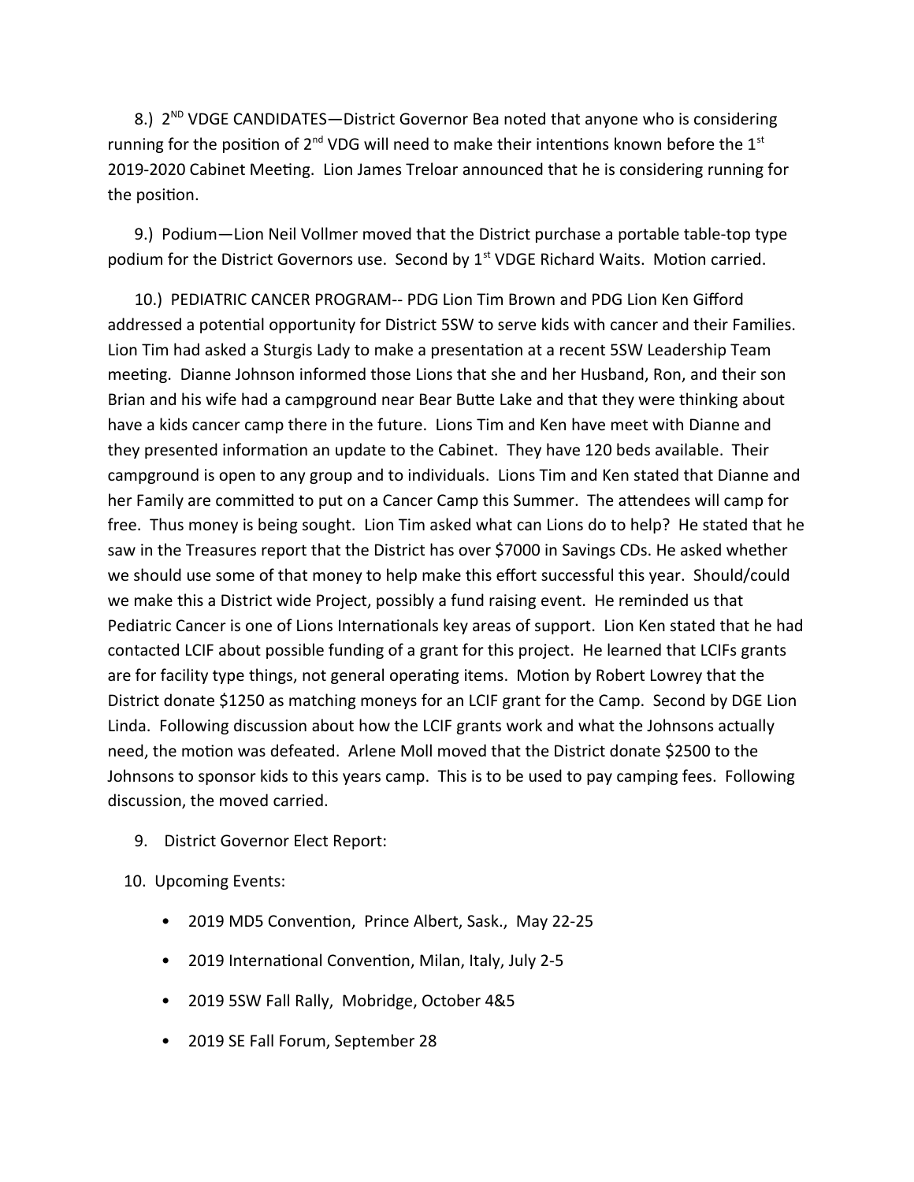8.) 2ND VDGE CANDIDATES—District Governor Bea noted that anyone who is considering running for the position of 2nd VDG will need to make their intentions known before the 1st 2019-2020 Cabinet Meeting. Lion James Treloar announced that he is considering running for the position.

9.) Podium—Lion Neil Vollmer moved that the District purchase a portable table-top type podium for the District Governors use. Second by 1st VDGE Richard Waits. Motion carried.

10.) PEDIATRIC CANCER PROGRAM-- PDG Lion Tim Brown and PDG Lion Ken Gifford addressed a potential opportunity for District 5SW to serve kids with cancer and their Families. Lion Tim had asked a Sturgis Lady to make a presentation at a recent 5SW Leadership Team meeting. Dianne Johnson informed those Lions that she and her Husband, Ron, and their son Brian and his wife had a campground near Bear Butte Lake and that they were thinking about have a kids cancer camp there in the future. Lions Tim and Ken have meet with Dianne and they presented information an update to the Cabinet. They have 120 beds available. Their campground is open to any group and to individuals. Lions Tim and Ken stated that Dianne and her Family are committed to put on a Cancer Camp this Summer. The attendees will camp for free. Thus money is being sought. Lion Tim asked what can Lions do to help? He stated that he saw in the Treasures report that the District has over $7000 in Savings CDs. He asked whether we should use some of that money to help make this effort successful this year. Should/could we make this a District wide Project, possibly a fund raising event. He reminded us that Pediatric Cancer is one of Lions Internationals key areas of support. Lion Ken stated that he had contacted LCIF about possible funding of a grant for this project. He learned that LCIFs grants are for facility type things, not general operating items. Motion by Robert Lowrey that the District donate $1250 as matching moneys for an LCIF grant for the Camp. Second by DGE Lion Linda. Following discussion about how the LCIF grants work and what the Johnsons actually need, the motion was defeated. Arlene Moll moved that the District donate $2500 to the Johnsons to sponsor kids to this years camp. This is to be used to pay camping fees. Following discussion, the moved carried.

9. District Governor Elect Report:

10. Upcoming Events:

- 2019 MD5 Convention, Prince Albert, Sask., May 22-25
- 2019 International Convention, Milan, Italy, July 2-5
- 2019 5SW Fall Rally, Mobridge, October 4&5
- 2019 SE Fall Forum, September 28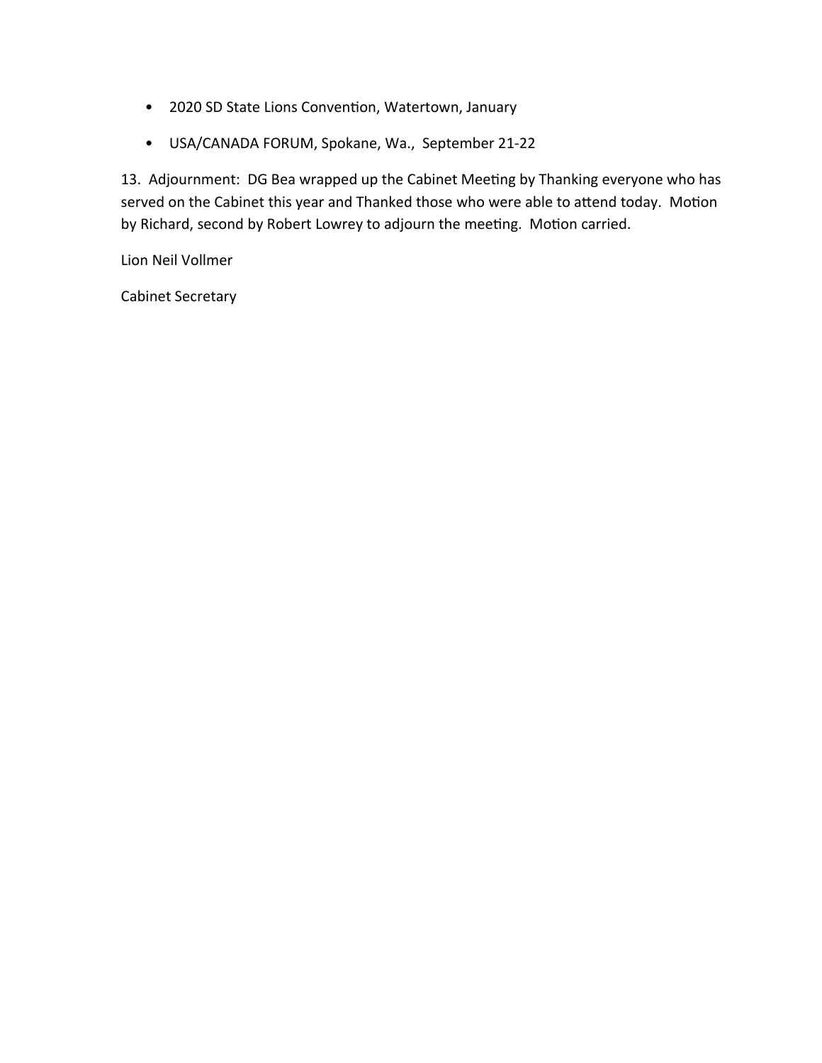- 2020 SD State Lions Convention, Watertown, January
- USA/CANADA FORUM, Spokane, Wa., September 21-22

13. Adjournment: DG Bea wrapped up the Cabinet Meeting by Thanking everyone who has served on the Cabinet this year and Thanked those who were able to attend today. Motion by Richard, second by Robert Lowrey to adjourn the meeting. Motion carried.

Lion Neil Vollmer

Cabinet Secretary